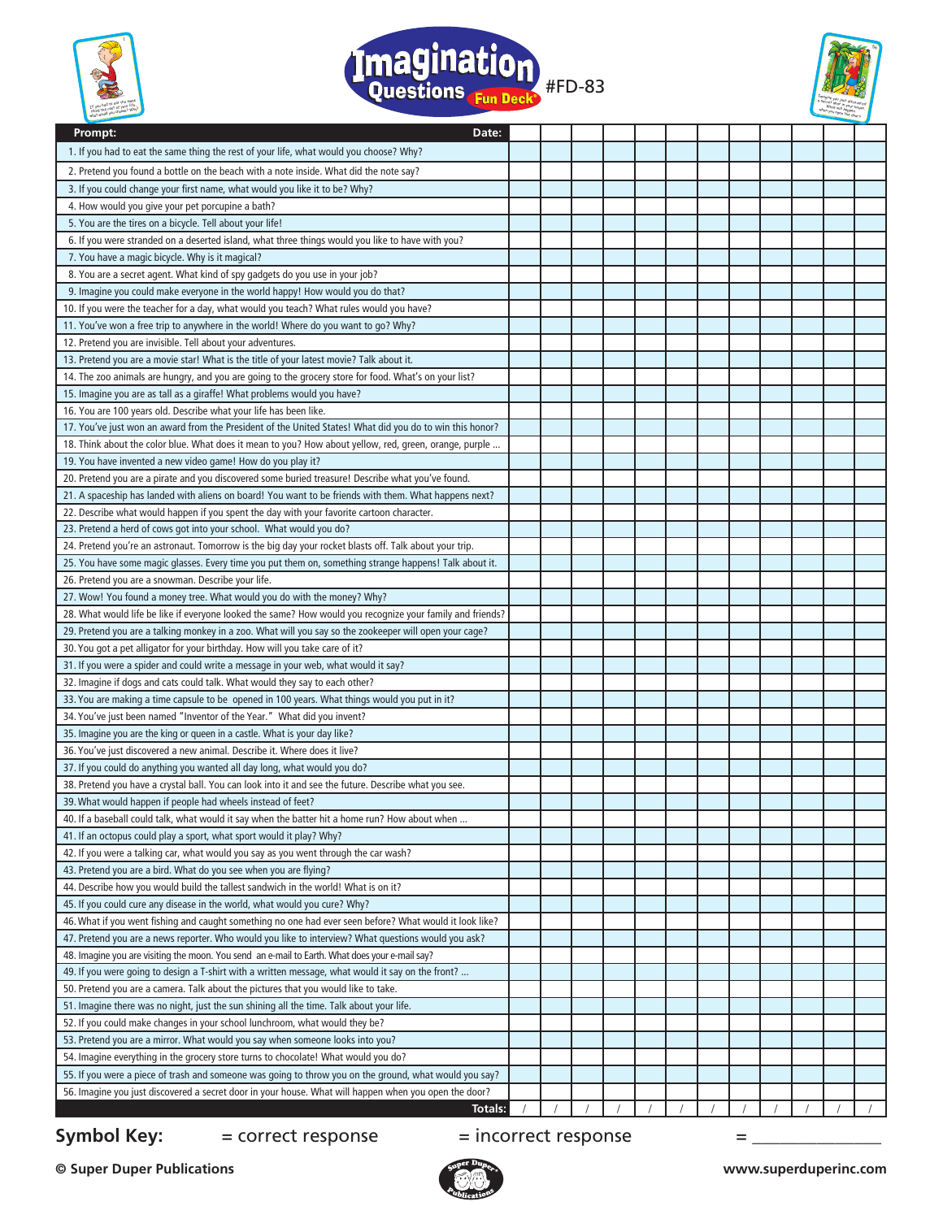# Imagination Questions Fun Deck® #FD-83

| Prompt: | Date: | | | | | | | | | | | |
|---|---|---|---|---|---|---|---|---|---|---|---|---|
| 1. If you had to eat the same thing the rest of your life, what would you choose? Why? | | | | | | | | | | | | |
| 2. Pretend you found a bottle on the beach with a note inside. What did the note say? | | | | | | | | | | | | |
| 3. If you could change your first name, what would you like it to be? Why? | | | | | | | | | | | | |
| 4. How would you give your pet porcupine a bath? | | | | | | | | | | | | |
| 5. You are the tires on a bicycle. Tell about your life! | | | | | | | | | | | | |
| 6. If you were stranded on a deserted island, what three things would you like to have with you? | | | | | | | | | | | | |
| 7. You have a magic bicycle. Why is it magical? | | | | | | | | | | | | |
| 8. You are a secret agent. What kind of spy gadgets do you use in your job? | | | | | | | | | | | | |
| 9. Imagine you could make everyone in the world happy! How would you do that? | | | | | | | | | | | | |
| 10. If you were the teacher for a day, what would you teach? What rules would you have? | | | | | | | | | | | | |
| 11. You've won a free trip to anywhere in the world! Where do you want to go? Why? | | | | | | | | | | | | |
| 12. Pretend you are invisible. Tell about your adventures. | | | | | | | | | | | | |
| 13. Pretend you are a movie star! What is the title of your latest movie? Talk about it. | | | | | | | | | | | | |
| 14. The zoo animals are hungry, and you are going to the grocery store for food. What's on your list? | | | | | | | | | | | | |
| 15. Imagine you are as tall as a giraffe! What problems would you have? | | | | | | | | | | | | |
| 16. You are 100 years old. Describe what your life has been like. | | | | | | | | | | | | |
| 17. You've just won an award from the President of the United States! What did you do to win this honor? | | | | | | | | | | | | |
| 18. Think about the color blue. What does it mean to you? How about yellow, red, green, orange, purple ... | | | | | | | | | | | | |
| 19. You have invented a new video game! How do you play it? | | | | | | | | | | | | |
| 20. Pretend you are a pirate and you discovered some buried treasure! Describe what you've found. | | | | | | | | | | | | |
| 21. A spaceship has landed with aliens on board! You want to be friends with them. What happens next? | | | | | | | | | | | | |
| 22. Describe what would happen if you spent the day with your favorite cartoon character. | | | | | | | | | | | | |
| 23. Pretend a herd of cows got into your school. What would you do? | | | | | | | | | | | | |
| 24. Pretend you're an astronaut. Tomorrow is the big day your rocket blasts off. Talk about your trip. | | | | | | | | | | | | |
| 25. You have some magic glasses. Every time you put them on, something strange happens! Talk about it. | | | | | | | | | | | | |
| 26. Pretend you are a snowman. Describe your life. | | | | | | | | | | | | |
| 27. Wow! You found a money tree. What would you do with the money? Why? | | | | | | | | | | | | |
| 28. What would life be like if everyone looked the same? How would you recognize your family and friends? | | | | | | | | | | | | |
| 29. Pretend you are a talking monkey in a zoo. What will you say so the zookeeper will open your cage? | | | | | | | | | | | | |
| 30. You got a pet alligator for your birthday. How will you take care of it? | | | | | | | | | | | | |
| 31. If you were a spider and could write a message in your web, what would it say? | | | | | | | | | | | | |
| 32. Imagine if dogs and cats could talk. What would they say to each other? | | | | | | | | | | | | |
| 33. You are making a time capsule to be opened in 100 years. What things would you put in it? | | | | | | | | | | | | |
| 34. You've just been named "Inventor of the Year." What did you invent? | | | | | | | | | | | | |
| 35. Imagine you are the king or queen in a castle. What is your day like? | | | | | | | | | | | | |
| 36. You've just discovered a new animal. Describe it. Where does it live? | | | | | | | | | | | | |
| 37. If you could do anything you wanted all day long, what would you do? | | | | | | | | | | | | |
| 38. Pretend you have a crystal ball. You can look into it and see the future. Describe what you see. | | | | | | | | | | | | |
| 39. What would happen if people had wheels instead of feet? | | | | | | | | | | | | |
| 40. If a baseball could talk, what would it say when the batter hit a home run? How about when ... | | | | | | | | | | | | |
| 41. If an octopus could play a sport, what sport would it play? Why? | | | | | | | | | | | | |
| 42. If you were a talking car, what would you say as you went through the car wash? | | | | | | | | | | | | |
| 43. Pretend you are a bird. What do you see when you are flying? | | | | | | | | | | | | |
| 44. Describe how you would build the tallest sandwich in the world! What is on it? | | | | | | | | | | | | |
| 45. If you could cure any disease in the world, what would you cure? Why? | | | | | | | | | | | | |
| 46. What if you went fishing and caught something no one had ever seen before? What would it look like? | | | | | | | | | | | | |
| 47. Pretend you are a news reporter. Who would you like to interview? What questions would you ask? | | | | | | | | | | | | |
| 48. Imagine you are visiting the moon. You send an e-mail to Earth. What does your e-mail say? | | | | | | | | | | | | |
| 49. If you were going to design a T-shirt with a written message, what would it say on the front? ... | | | | | | | | | | | | |
| 50. Pretend you are a camera. Talk about the pictures that you would like to take. | | | | | | | | | | | | |
| 51. Imagine there was no night, just the sun shining all the time. Talk about your life. | | | | | | | | | | | | |
| 52. If you could make changes in your school lunchroom, what would they be? | | | | | | | | | | | | |
| 53. Pretend you are a mirror. What would you say when someone looks into you? | | | | | | | | | | | | |
| 54. Imagine everything in the grocery store turns to chocolate! What would you do? | | | | | | | | | | | | |
| 55. If you were a piece of trash and someone was going to throw you on the ground, what would you say? | | | | | | | | | | | | |
| 56. Imagine you just discovered a secret door in your house. What will happen when you open the door? | | | | | | | | | | | | |
| **Totals:** | / | / | / | / | / | / | / | / | / | / | / | / |

**Symbol Key:** = correct response = incorrect response = _______________

© Super Duper Publications www.superduperinc.com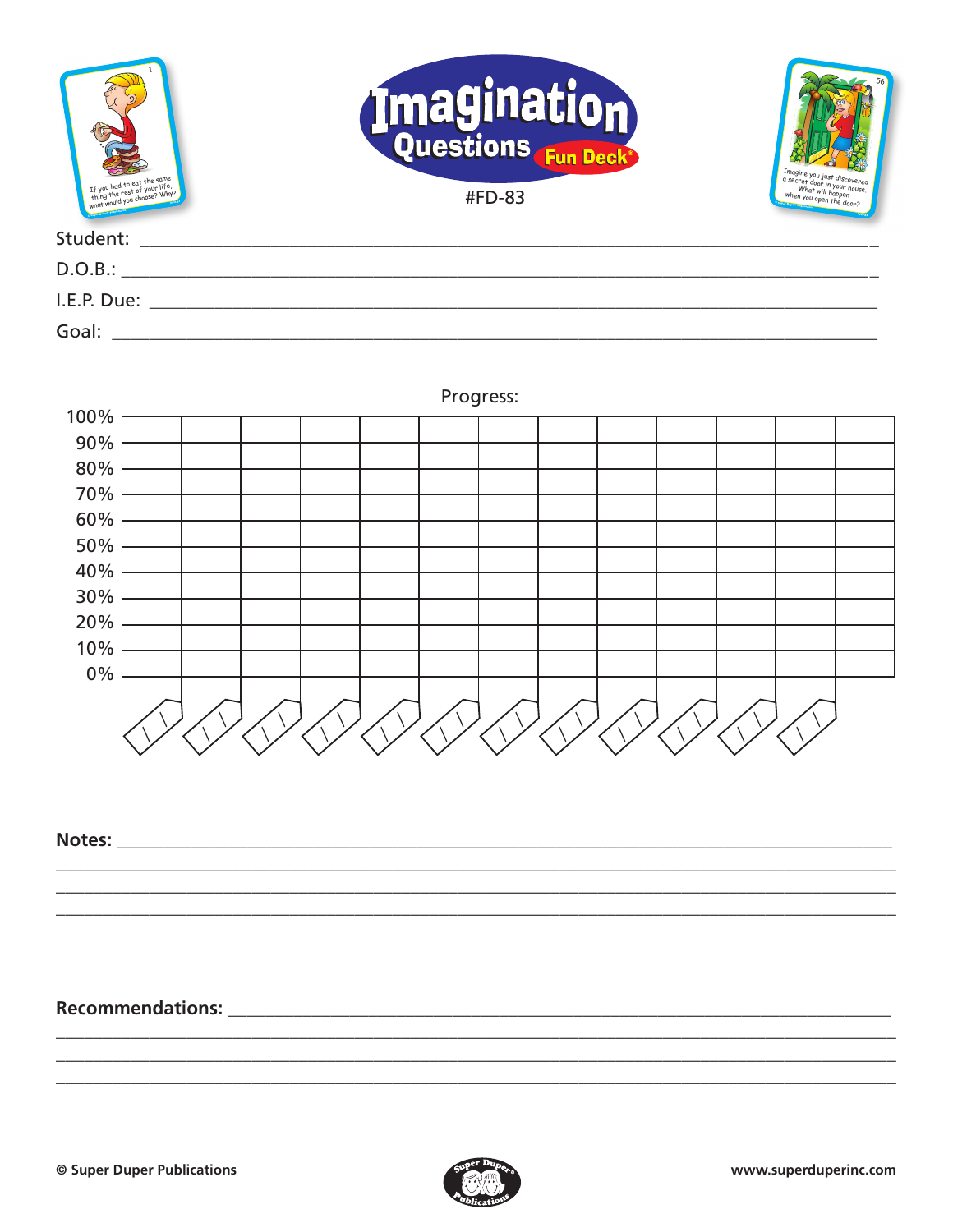# Imagination Questions Fun Deck®

#FD-83

If you had to eat the same thing the rest of your life, what would you choose? Why?

Imagine you just discovered a secret door in your house. What will happen when you open the door?

Student: ___________________________________________

D.O.B.: ___________________________________________

I.E.P. Due: ___________________________________________

Goal: ___________________________________________

Progress:

100%
90%
80%
70%
60%
50%
40%
30%
20%
10%
0%

**Notes:** ___________________________________________

___________________________________________

___________________________________________

___________________________________________

**Recommendations:** ___________________________________________

___________________________________________

___________________________________________

___________________________________________

© Super Duper Publications

www.superduperinc.com